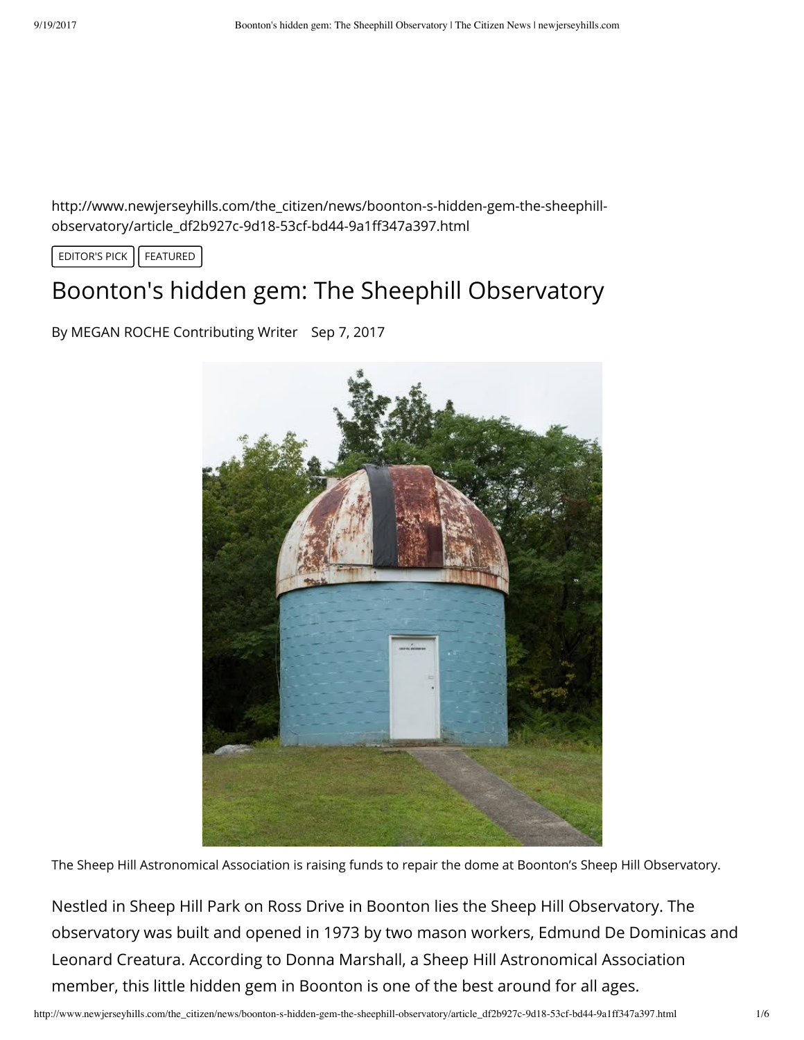http://www.newjerseyhills.com/the_citizen/news/boonton-s-hidden-gem-the-sheephill-observatory/article_df2b927c-9d18-53cf-bd44-9a1ff347a397.html

EDITOR'S PICK | FEATURED

# Boonton's hidden gem: The Sheephill Observatory

By MEGAN ROCHE Contributing Writer Sep 7, 2017

The Sheep Hill Astronomical Association is raising funds to repair the dome at Boonton's Sheep Hill Observatory.

Nestled in Sheep Hill Park on Ross Drive in Boonton lies the Sheep Hill Observatory. The observatory was built and opened in 1973 by two mason workers, Edmund De Dominicas and Leonard Creatura. According to Donna Marshall, a Sheep Hill Astronomical Association member, this little hidden gem in Boonton is one of the best around for all ages.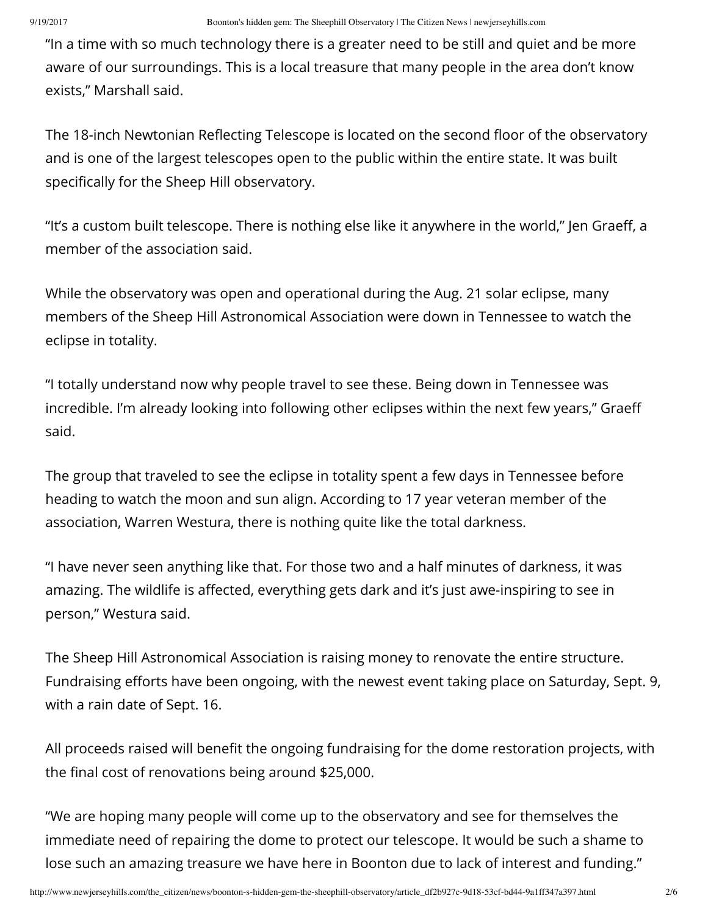“In a time with so much technology there is a greater need to be still and quiet and be more aware of our surroundings. This is a local treasure that many people in the area don’t know exists,” Marshall said.

The 18-inch Newtonian Reflecting Telescope is located on the second floor of the observatory and is one of the largest telescopes open to the public within the entire state. It was built specifically for the Sheep Hill observatory.

“It’s a custom built telescope. There is nothing else like it anywhere in the world,” Jen Graeff, a member of the association said.

While the observatory was open and operational during the Aug. 21 solar eclipse, many members of the Sheep Hill Astronomical Association were down in Tennessee to watch the eclipse in totality.

“I totally understand now why people travel to see these. Being down in Tennessee was incredible. I’m already looking into following other eclipses within the next few years,” Graeff said.

The group that traveled to see the eclipse in totality spent a few days in Tennessee before heading to watch the moon and sun align. According to 17 year veteran member of the association, Warren Westura, there is nothing quite like the total darkness.

“I have never seen anything like that. For those two and a half minutes of darkness, it was amazing. The wildlife is affected, everything gets dark and it’s just awe-inspiring to see in person,” Westura said.

The Sheep Hill Astronomical Association is raising money to renovate the entire structure. Fundraising efforts have been ongoing, with the newest event taking place on Saturday, Sept. 9, with a rain date of Sept. 16.

All proceeds raised will benefit the ongoing fundraising for the dome restoration projects, with the final cost of renovations being around $25,000.

“We are hoping many people will come up to the observatory and see for themselves the immediate need of repairing the dome to protect our telescope. It would be such a shame to lose such an amazing treasure we have here in Boonton due to lack of interest and funding.”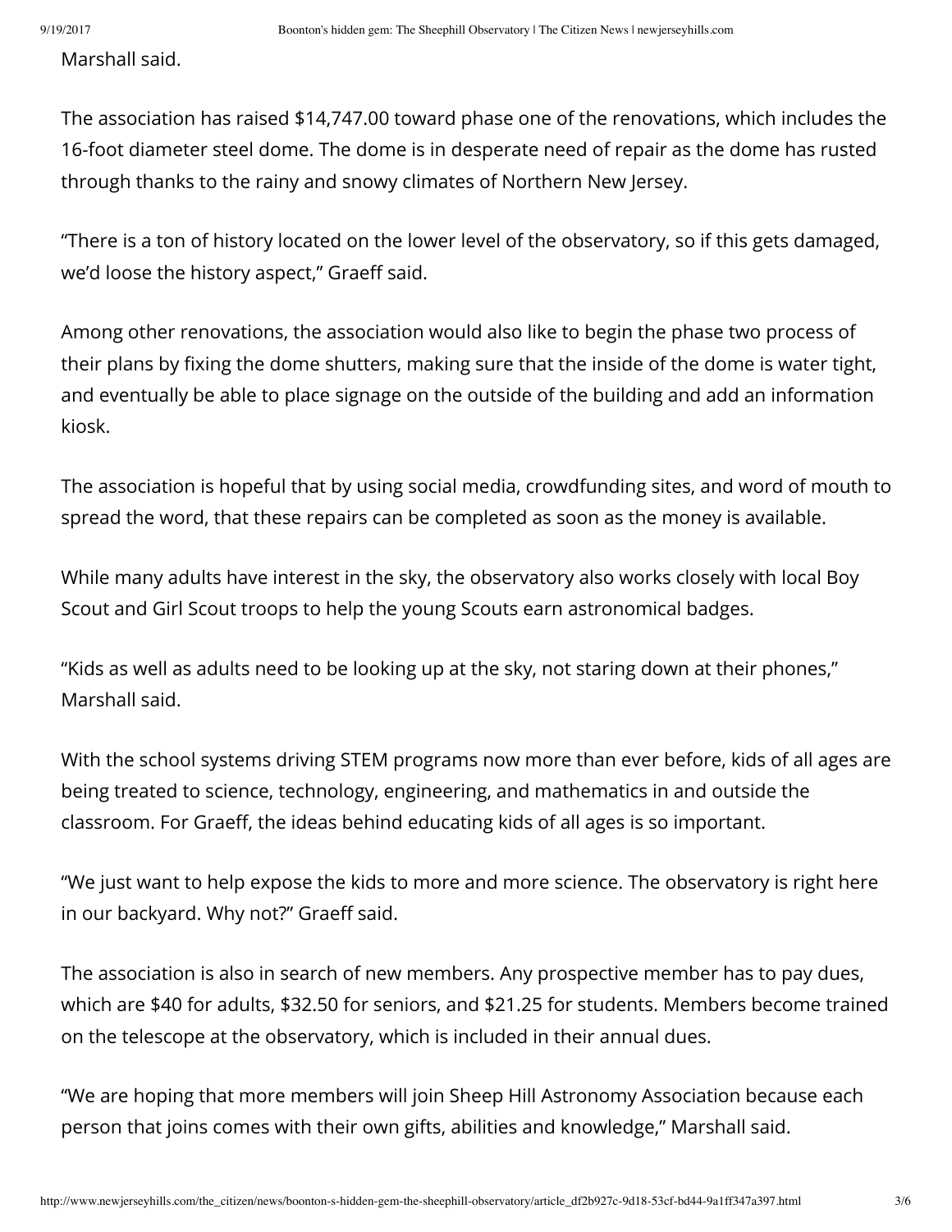Marshall said.

The association has raised $14,747.00 toward phase one of the renovations, which includes the 16-foot diameter steel dome. The dome is in desperate need of repair as the dome has rusted through thanks to the rainy and snowy climates of Northern New Jersey.

“There is a ton of history located on the lower level of the observatory, so if this gets damaged, we’d loose the history aspect,” Graeff said.

Among other renovations, the association would also like to begin the phase two process of their plans by fixing the dome shutters, making sure that the inside of the dome is water tight, and eventually be able to place signage on the outside of the building and add an information kiosk.

The association is hopeful that by using social media, crowdfunding sites, and word of mouth to spread the word, that these repairs can be completed as soon as the money is available.

While many adults have interest in the sky, the observatory also works closely with local Boy Scout and Girl Scout troops to help the young Scouts earn astronomical badges.

“Kids as well as adults need to be looking up at the sky, not staring down at their phones,” Marshall said.

With the school systems driving STEM programs now more than ever before, kids of all ages are being treated to science, technology, engineering, and mathematics in and outside the classroom. For Graeff, the ideas behind educating kids of all ages is so important.

“We just want to help expose the kids to more and more science. The observatory is right here in our backyard. Why not?” Graeff said.

The association is also in search of new members. Any prospective member has to pay dues, which are $40 for adults, $32.50 for seniors, and $21.25 for students. Members become trained on the telescope at the observatory, which is included in their annual dues.

“We are hoping that more members will join Sheep Hill Astronomy Association because each person that joins comes with their own gifts, abilities and knowledge,” Marshall said.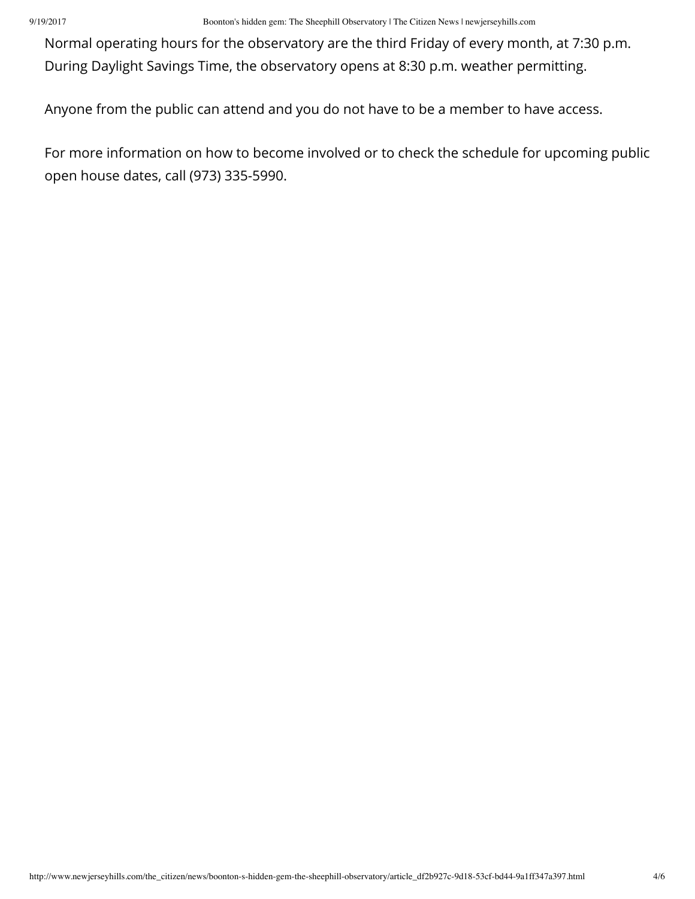Normal operating hours for the observatory are the third Friday of every month, at 7:30 p.m. During Daylight Savings Time, the observatory opens at 8:30 p.m. weather permitting.

Anyone from the public can attend and you do not have to be a member to have access.

For more information on how to become involved or to check the schedule for upcoming public open house dates, call (973) 335-5990.